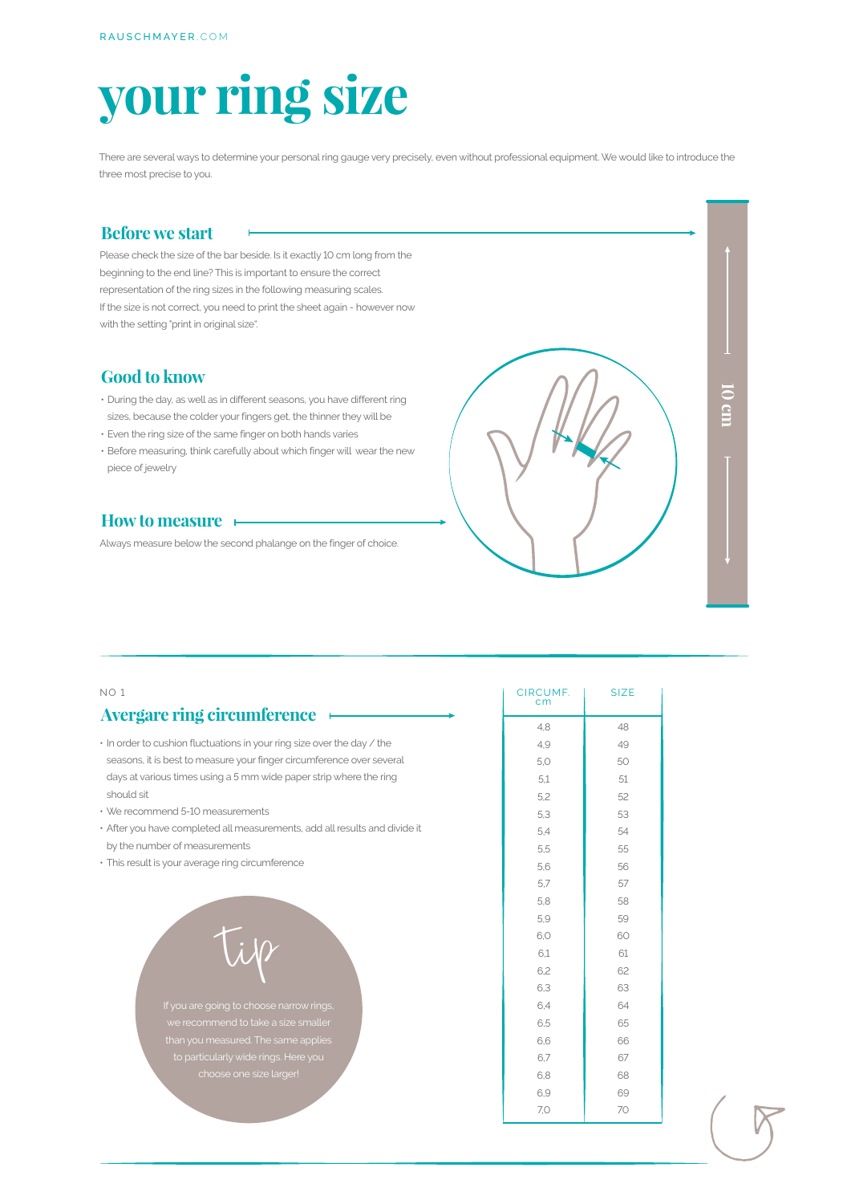RAUSCHMAYER.COM

# your ring size

There are several ways to determine your personal ring gauge very precisely, even without professional equipment. We would like to introduce the three most precise to you.

## Before we start

Please check the size of the bar beside. Is it exactly 10 cm long from the beginning to the end line? This is important to ensure the correct representation of the ring sizes in the following measuring scales.
If the size is not correct, you need to print the sheet again - however now with the setting "print in original size".

10 cm

## Good to know

- During the day, as well as in different seasons, you have different ring sizes, because the colder your fingers get, the thinner they will be
- Even the ring size of the same finger on both hands varies
- Before measuring, think carefully about which finger will wear the new piece of jewelry

## How to measure

Always measure below the second phalange on the finger of choice.

NO 1

## Avergare ring circumference

- In order to cushion fluctuations in your ring size over the day / the seasons, it is best to measure your finger circumference over several days at various times using a 5 mm wide paper strip where the ring should sit
- We recommend 5-10 measurements
- After you have completed all measurements, add all results and divide it by the number of measurements
- This result is your average ring circumference

tip

If you are going to choose narrow rings, we recommend to take a size smaller than you measured. The same applies to particularly wide rings. Here you choose one size larger!

| CIRCUMF. cm | SIZE |
|---|---|
| 4,8 | 48 |
| 4,9 | 49 |
| 5,0 | 50 |
| 5,1 | 51 |
| 5,2 | 52 |
| 5,3 | 53 |
| 5,4 | 54 |
| 5,5 | 55 |
| 5,6 | 56 |
| 5,7 | 57 |
| 5,8 | 58 |
| 5,9 | 59 |
| 6,0 | 60 |
| 6,1 | 61 |
| 6,2 | 62 |
| 6,3 | 63 |
| 6,4 | 64 |
| 6,5 | 65 |
| 6,6 | 66 |
| 6,7 | 67 |
| 6,8 | 68 |
| 6,9 | 69 |
| 7,0 | 70 |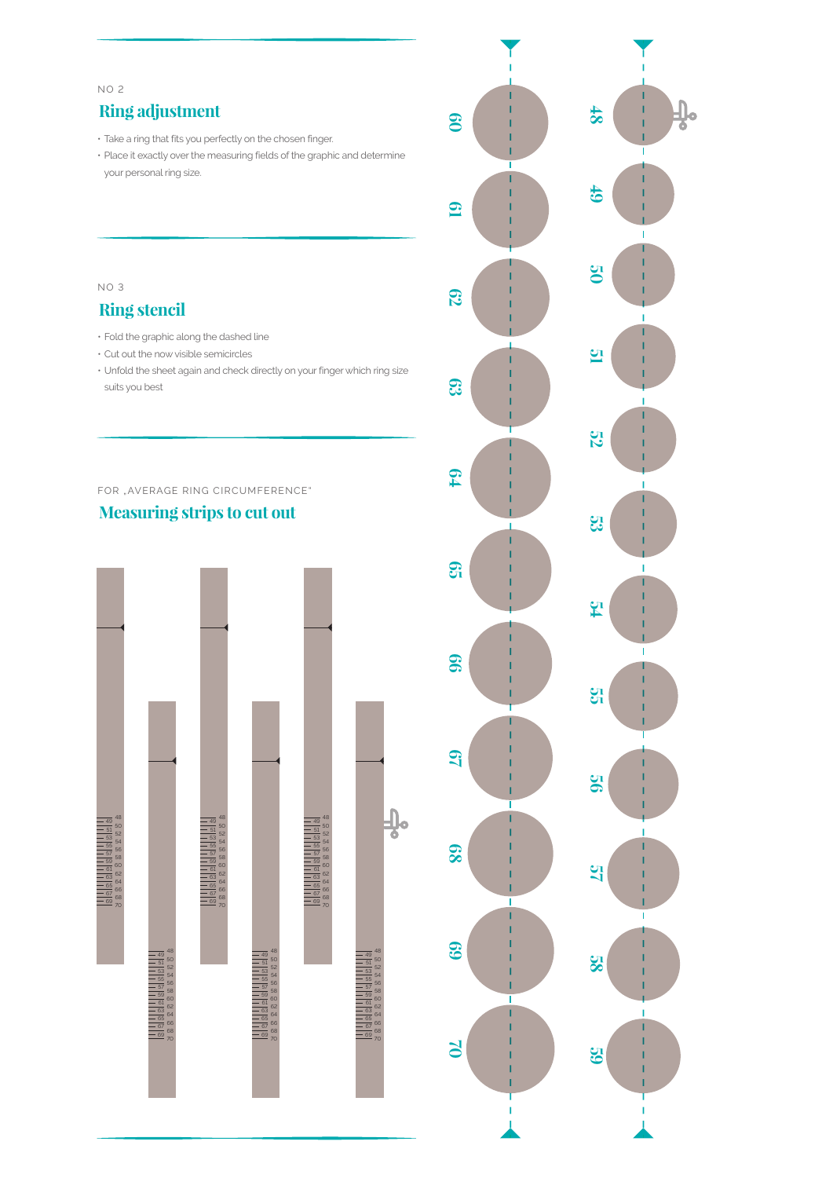NO 2

## Ring adjustment

- Take a ring that fits you perfectly on the chosen finger.
- Place it exactly over the measuring fields of the graphic and determine your personal ring size.

NO 3

## Ring stencil

- Fold the graphic along the dashed line
- Cut out the now visible semicircles
- Unfold the sheet again and check directly on your finger which ring size suits you best

FOR „AVERAGE RING CIRCUMFERENCE"

## Measuring strips to cut out

48 49 50 51 52 53 54 55 56 57 58 59 60 61 62 63 64 65 66 67 68 69 70

60 61 62 63 64 65 66 67 68 69 70

48 49 50 51 52 53 54 55 56 57 58 59